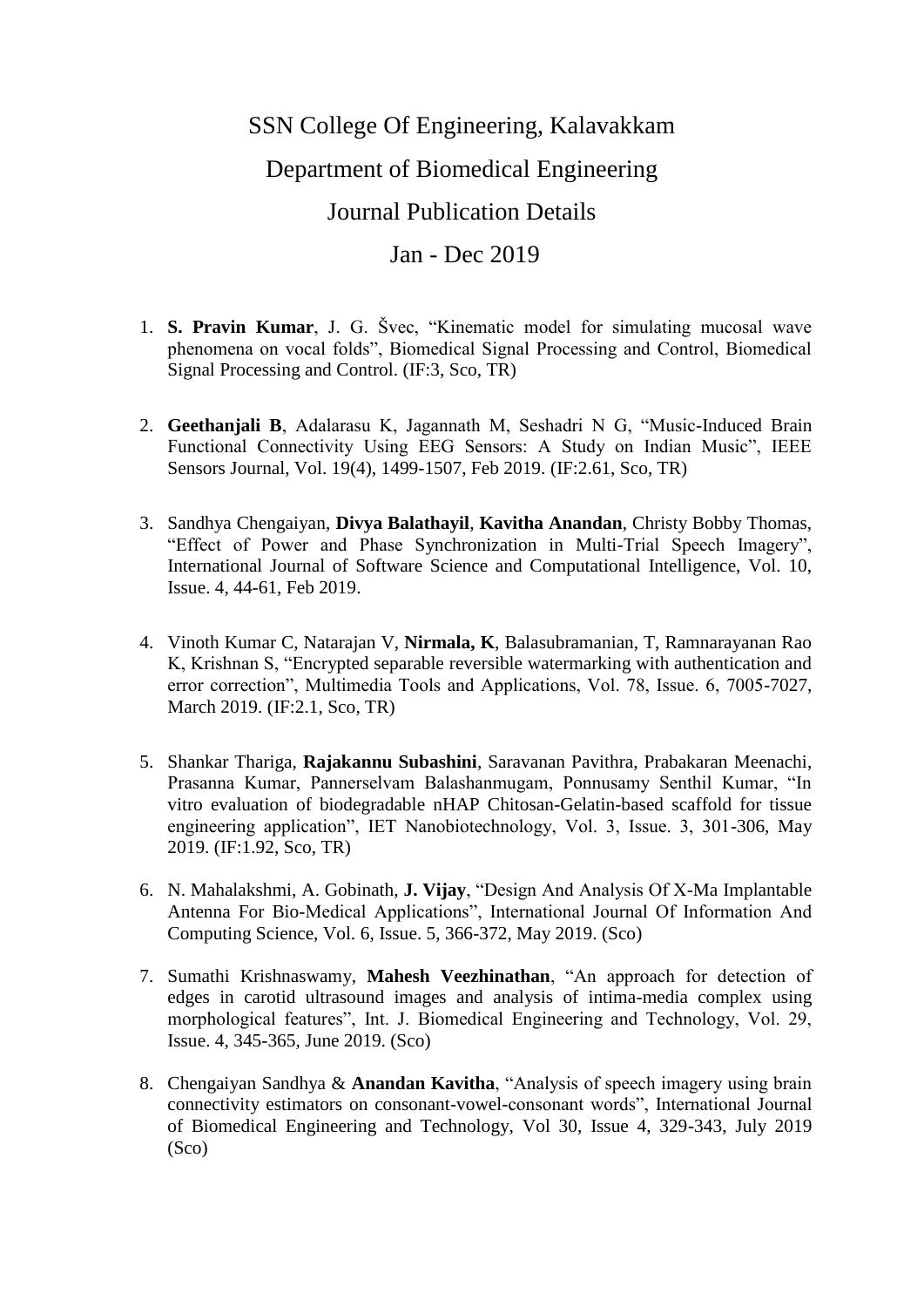# SSN College Of Engineering, Kalavakkam

## Department of Biomedical Engineering

## Journal Publication Details

## Jan - Dec 2019

1. **S. Pravin Kumar**, J. G. Švec, "Kinematic model for simulating mucosal wave phenomena on vocal folds", Biomedical Signal Processing and Control, Biomedical Signal Processing and Control. (IF:3, Sco, TR)

2. **Geethanjali B**, Adalarasu K, Jagannath M, Seshadri N G, "Music-Induced Brain Functional Connectivity Using EEG Sensors: A Study on Indian Music", IEEE Sensors Journal, Vol. 19(4), 1499-1507, Feb 2019. (IF:2.61, Sco, TR)

3. Sandhya Chengaiyan, **Divya Balathayil**, **Kavitha Anandan**, Christy Bobby Thomas, "Effect of Power and Phase Synchronization in Multi-Trial Speech Imagery", International Journal of Software Science and Computational Intelligence, Vol. 10, Issue. 4, 44-61, Feb 2019.

4. Vinoth Kumar C, Natarajan V, **Nirmala, K**, Balasubramanian, T, Ramnarayanan Rao K, Krishnan S, "Encrypted separable reversible watermarking with authentication and error correction", Multimedia Tools and Applications, Vol. 78, Issue. 6, 7005-7027, March 2019. (IF:2.1, Sco, TR)

5. Shankar Thariga, **Rajakannu Subashini**, Saravanan Pavithra, Prabakaran Meenachi, Prasanna Kumar, Pannerselvam Balashanmugam, Ponnusamy Senthil Kumar, "In vitro evaluation of biodegradable nHAP Chitosan-Gelatin-based scaffold for tissue engineering application", IET Nanobiotechnology, Vol. 3, Issue. 3, 301-306, May 2019. (IF:1.92, Sco, TR)

6. N. Mahalakshmi, A. Gobinath, **J. Vijay**, "Design And Analysis Of X-Ma Implantable Antenna For Bio-Medical Applications", International Journal Of Information And Computing Science, Vol. 6, Issue. 5, 366-372, May 2019. (Sco)

7. Sumathi Krishnaswamy, **Mahesh Veezhinathan**, "An approach for detection of edges in carotid ultrasound images and analysis of intima-media complex using morphological features", Int. J. Biomedical Engineering and Technology, Vol. 29, Issue. 4, 345-365, June 2019. (Sco)

8. Chengaiyan Sandhya & **Anandan Kavitha**, "Analysis of speech imagery using brain connectivity estimators on consonant-vowel-consonant words", International Journal of Biomedical Engineering and Technology, Vol 30, Issue 4, 329-343, July 2019 (Sco)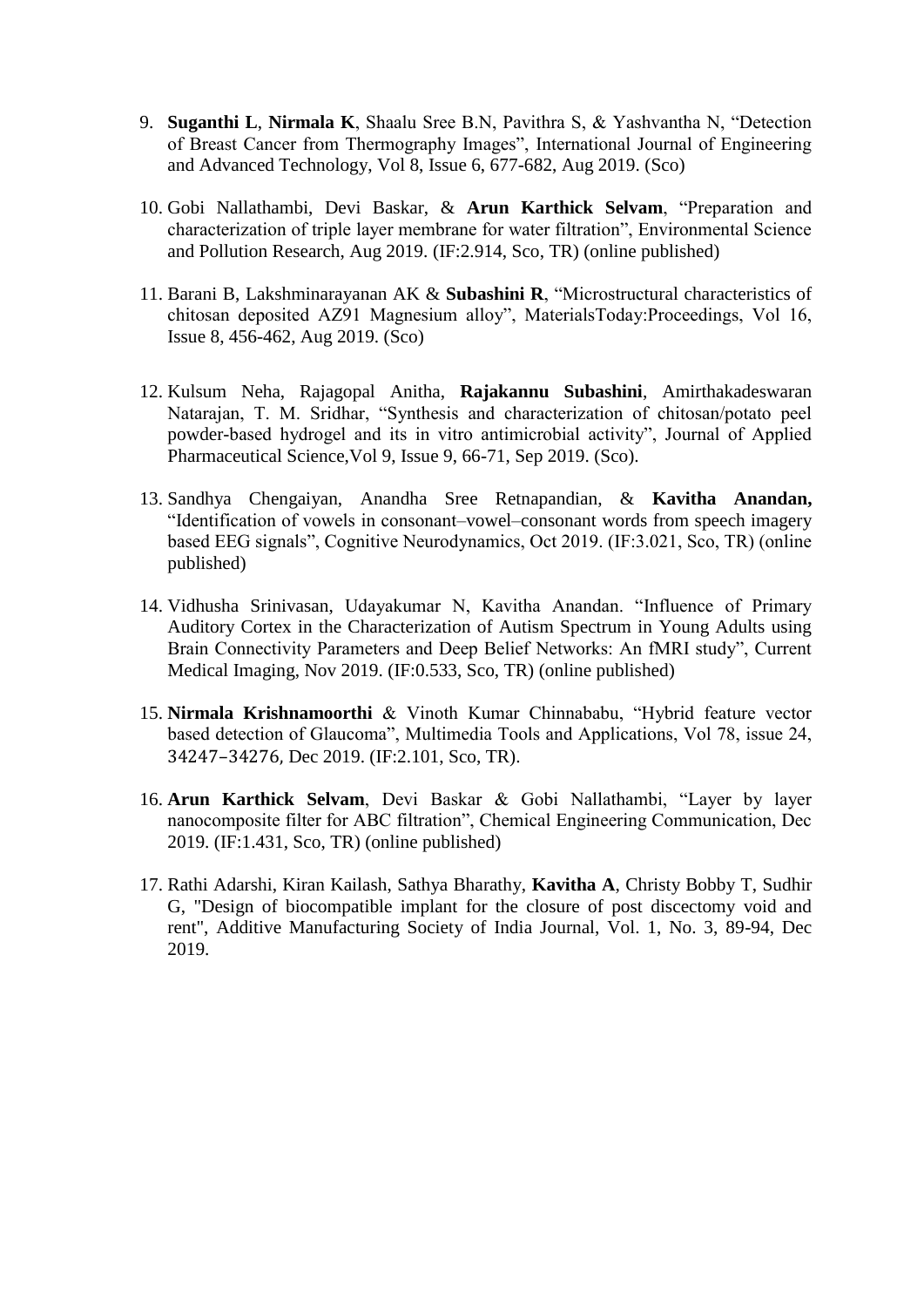9. **Suganthi L**, **Nirmala K**, Shaalu Sree B.N, Pavithra S, & Yashvantha N, "Detection of Breast Cancer from Thermography Images", International Journal of Engineering and Advanced Technology, Vol 8, Issue 6, 677-682, Aug 2019. (Sco)

10. Gobi Nallathambi, Devi Baskar, & **Arun Karthick Selvam**, "Preparation and characterization of triple layer membrane for water filtration", Environmental Science and Pollution Research, Aug 2019. (IF:2.914, Sco, TR) (online published)

11. Barani B, Lakshminarayanan AK & **Subashini R**, "Microstructural characteristics of chitosan deposited AZ91 Magnesium alloy", MaterialsToday:Proceedings, Vol 16, Issue 8, 456-462, Aug 2019. (Sco)

12. Kulsum Neha, Rajagopal Anitha, **Rajakannu Subashini**, Amirthakadeswaran Natarajan, T. M. Sridhar, "Synthesis and characterization of chitosan/potato peel powder-based hydrogel and its in vitro antimicrobial activity", Journal of Applied Pharmaceutical Science,Vol 9, Issue 9, 66-71, Sep 2019. (Sco).

13. Sandhya Chengaiyan, Anandha Sree Retnapandian, & **Kavitha Anandan,** "Identification of vowels in consonant–vowel–consonant words from speech imagery based EEG signals", Cognitive Neurodynamics, Oct 2019. (IF:3.021, Sco, TR) (online published)

14. Vidhusha Srinivasan, Udayakumar N, Kavitha Anandan. "Influence of Primary Auditory Cortex in the Characterization of Autism Spectrum in Young Adults using Brain Connectivity Parameters and Deep Belief Networks: An fMRI study", Current Medical Imaging, Nov 2019. (IF:0.533, Sco, TR) (online published)

15. **Nirmala Krishnamoorthi** & Vinoth Kumar Chinnababu, "Hybrid feature vector based detection of Glaucoma", Multimedia Tools and Applications, Vol 78, issue 24, 34247–34276, Dec 2019. (IF:2.101, Sco, TR).

16. **Arun Karthick Selvam**, Devi Baskar & Gobi Nallathambi, "Layer by layer nanocomposite filter for ABC filtration", Chemical Engineering Communication, Dec 2019. (IF:1.431, Sco, TR) (online published)

17. Rathi Adarshi, Kiran Kailash, Sathya Bharathy, **Kavitha A**, Christy Bobby T, Sudhir G, "Design of biocompatible implant for the closure of post discectomy void and rent", Additive Manufacturing Society of India Journal, Vol. 1, No. 3, 89-94, Dec 2019.